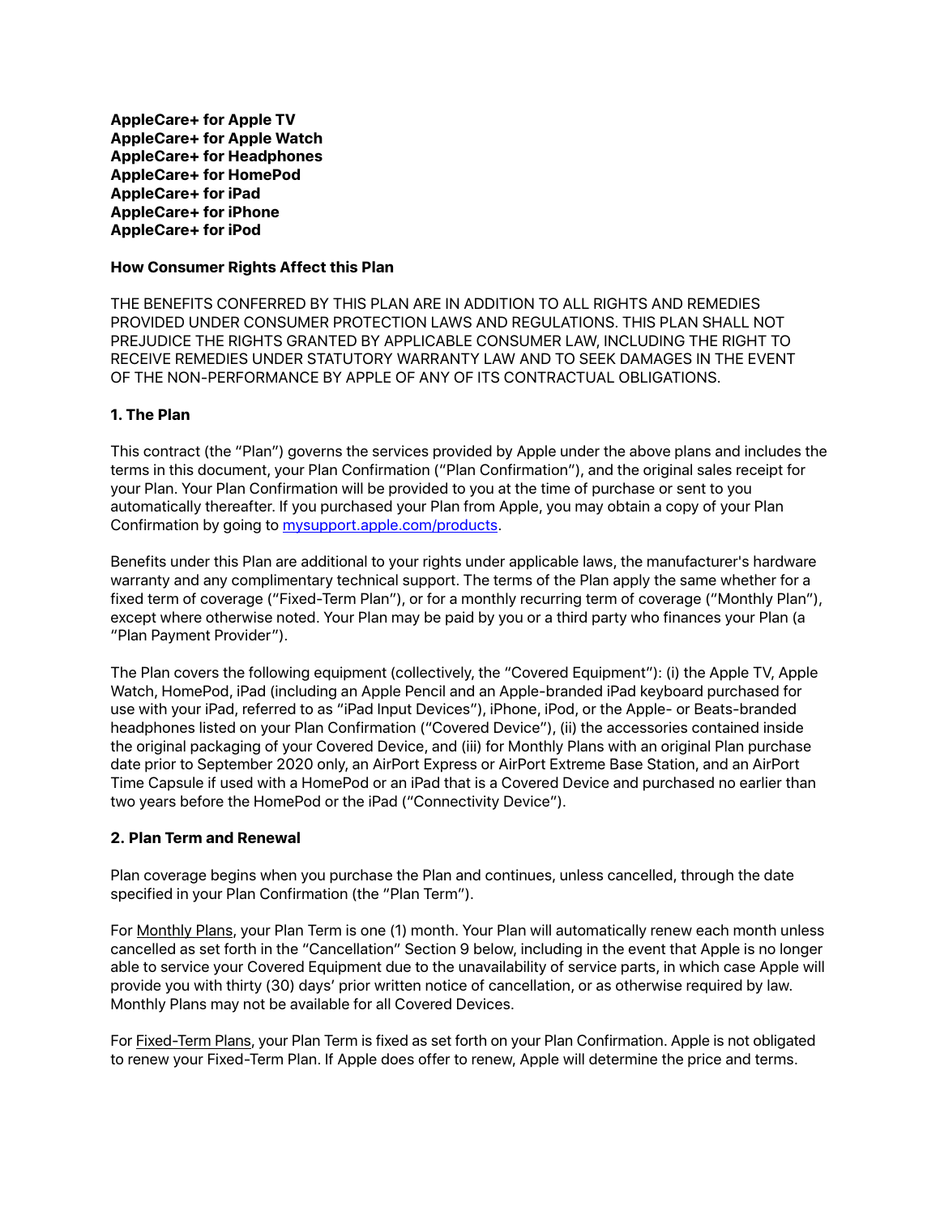**AppleCare+ for Apple TV**
**AppleCare+ for Apple Watch**
**AppleCare+ for Headphones**
**AppleCare+ for HomePod**
**AppleCare+ for iPad**
**AppleCare+ for iPhone**
**AppleCare+ for iPod**

### How Consumer Rights Affect this Plan

THE BENEFITS CONFERRED BY THIS PLAN ARE IN ADDITION TO ALL RIGHTS AND REMEDIES PROVIDED UNDER CONSUMER PROTECTION LAWS AND REGULATIONS. THIS PLAN SHALL NOT PREJUDICE THE RIGHTS GRANTED BY APPLICABLE CONSUMER LAW, INCLUDING THE RIGHT TO RECEIVE REMEDIES UNDER STATUTORY WARRANTY LAW AND TO SEEK DAMAGES IN THE EVENT OF THE NON-PERFORMANCE BY APPLE OF ANY OF ITS CONTRACTUAL OBLIGATIONS.

### 1. The Plan

This contract (the "Plan") governs the services provided by Apple under the above plans and includes the terms in this document, your Plan Confirmation ("Plan Confirmation"), and the original sales receipt for your Plan. Your Plan Confirmation will be provided to you at the time of purchase or sent to you automatically thereafter. If you purchased your Plan from Apple, you may obtain a copy of your Plan Confirmation by going to [mysupport.apple.com/products](mysupport.apple.com/products).

Benefits under this Plan are additional to your rights under applicable laws, the manufacturer's hardware warranty and any complimentary technical support. The terms of the Plan apply the same whether for a fixed term of coverage ("Fixed-Term Plan"), or for a monthly recurring term of coverage ("Monthly Plan"), except where otherwise noted. Your Plan may be paid by you or a third party who finances your Plan (a "Plan Payment Provider").

The Plan covers the following equipment (collectively, the "Covered Equipment"): (i) the Apple TV, Apple Watch, HomePod, iPad (including an Apple Pencil and an Apple-branded iPad keyboard purchased for use with your iPad, referred to as "iPad Input Devices"), iPhone, iPod, or the Apple- or Beats-branded headphones listed on your Plan Confirmation ("Covered Device"), (ii) the accessories contained inside the original packaging of your Covered Device, and (iii) for Monthly Plans with an original Plan purchase date prior to September 2020 only, an AirPort Express or AirPort Extreme Base Station, and an AirPort Time Capsule if used with a HomePod or an iPad that is a Covered Device and purchased no earlier than two years before the HomePod or the iPad ("Connectivity Device").

### 2. Plan Term and Renewal

Plan coverage begins when you purchase the Plan and continues, unless cancelled, through the date specified in your Plan Confirmation (the "Plan Term").

For Monthly Plans, your Plan Term is one (1) month. Your Plan will automatically renew each month unless cancelled as set forth in the "Cancellation" Section 9 below, including in the event that Apple is no longer able to service your Covered Equipment due to the unavailability of service parts, in which case Apple will provide you with thirty (30) days' prior written notice of cancellation, or as otherwise required by law. Monthly Plans may not be available for all Covered Devices.

For Fixed-Term Plans, your Plan Term is fixed as set forth on your Plan Confirmation. Apple is not obligated to renew your Fixed-Term Plan. If Apple does offer to renew, Apple will determine the price and terms.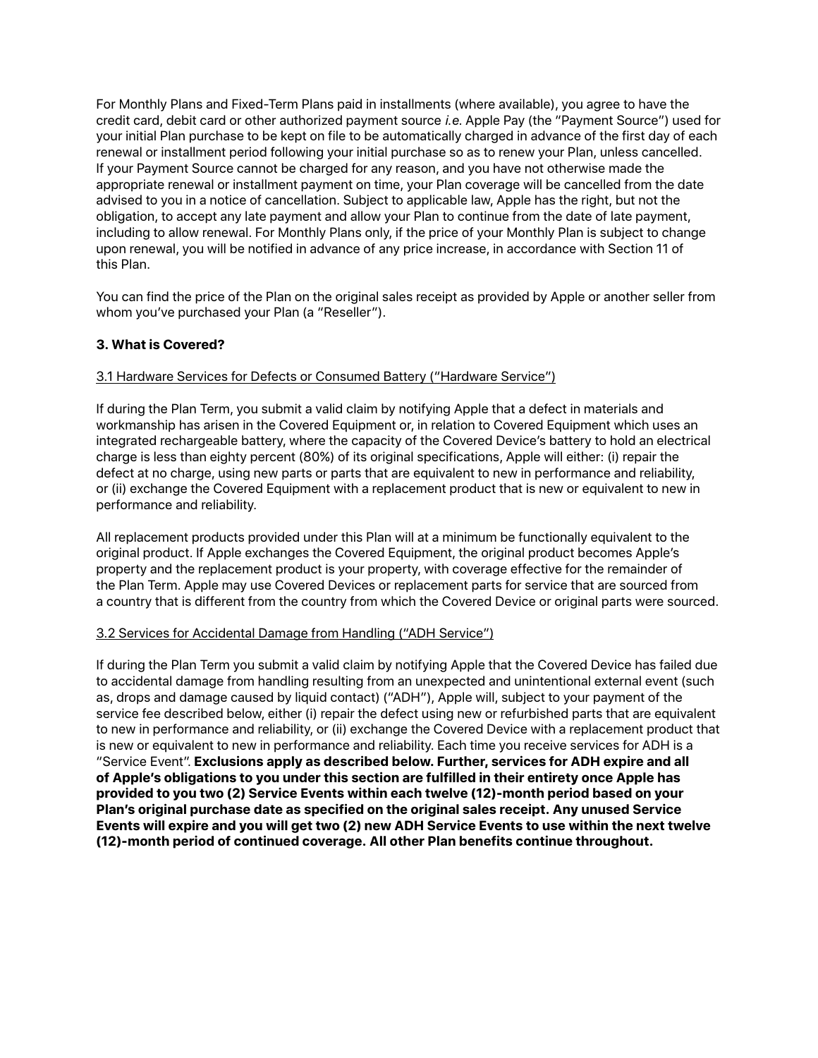For Monthly Plans and Fixed-Term Plans paid in installments (where available), you agree to have the credit card, debit card or other authorized payment source *i.e.* Apple Pay (the "Payment Source") used for your initial Plan purchase to be kept on file to be automatically charged in advance of the first day of each renewal or installment period following your initial purchase so as to renew your Plan, unless cancelled. If your Payment Source cannot be charged for any reason, and you have not otherwise made the appropriate renewal or installment payment on time, your Plan coverage will be cancelled from the date advised to you in a notice of cancellation. Subject to applicable law, Apple has the right, but not the obligation, to accept any late payment and allow your Plan to continue from the date of late payment, including to allow renewal. For Monthly Plans only, if the price of your Monthly Plan is subject to change upon renewal, you will be notified in advance of any price increase, in accordance with Section 11 of this Plan.

You can find the price of the Plan on the original sales receipt as provided by Apple or another seller from whom you've purchased your Plan (a "Reseller").

### 3. What is Covered?

<u>3.1 Hardware Services for Defects or Consumed Battery ("Hardware Service")</u>

If during the Plan Term, you submit a valid claim by notifying Apple that a defect in materials and workmanship has arisen in the Covered Equipment or, in relation to Covered Equipment which uses an integrated rechargeable battery, where the capacity of the Covered Device's battery to hold an electrical charge is less than eighty percent (80%) of its original specifications, Apple will either: (i) repair the defect at no charge, using new parts or parts that are equivalent to new in performance and reliability, or (ii) exchange the Covered Equipment with a replacement product that is new or equivalent to new in performance and reliability.

All replacement products provided under this Plan will at a minimum be functionally equivalent to the original product. If Apple exchanges the Covered Equipment, the original product becomes Apple's property and the replacement product is your property, with coverage effective for the remainder of the Plan Term. Apple may use Covered Devices or replacement parts for service that are sourced from a country that is different from the country from which the Covered Device or original parts were sourced.

<u>3.2 Services for Accidental Damage from Handling ("ADH Service")</u>

If during the Plan Term you submit a valid claim by notifying Apple that the Covered Device has failed due to accidental damage from handling resulting from an unexpected and unintentional external event (such as, drops and damage caused by liquid contact) ("ADH"), Apple will, subject to your payment of the service fee described below, either (i) repair the defect using new or refurbished parts that are equivalent to new in performance and reliability, or (ii) exchange the Covered Device with a replacement product that is new or equivalent to new in performance and reliability. Each time you receive services for ADH is a "Service Event". **Exclusions apply as described below. Further, services for ADH expire and all of Apple's obligations to you under this section are fulfilled in their entirety once Apple has provided to you two (2) Service Events within each twelve (12)-month period based on your Plan's original purchase date as specified on the original sales receipt. Any unused Service Events will expire and you will get two (2) new ADH Service Events to use within the next twelve (12)-month period of continued coverage. All other Plan benefits continue throughout.**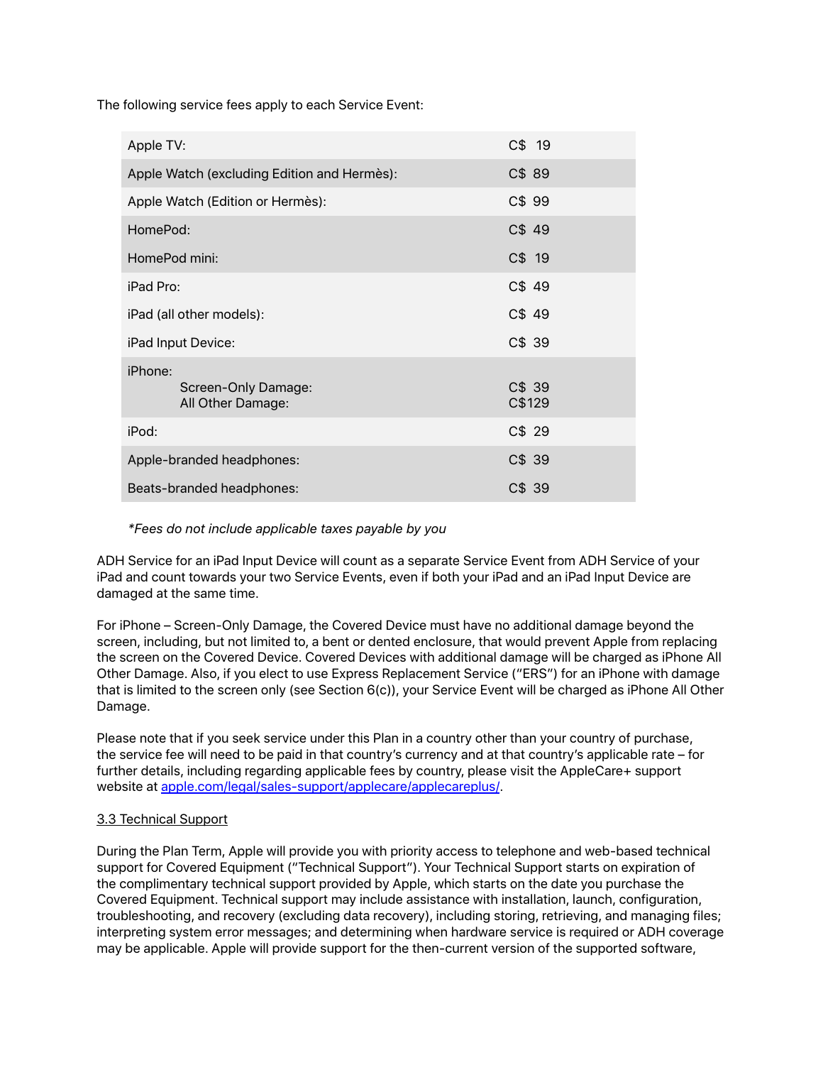The following service fees apply to each Service Event:

| | |
|---|---|
| Apple TV: | C$ 19 |
| Apple Watch (excluding Edition and Hermès): | C$ 89 |
| Apple Watch (Edition or Hermès): | C$ 99 |
| HomePod: | C$ 49 |
| HomePod mini: | C$ 19 |
| iPad Pro: | C$ 49 |
| iPad (all other models): | C$ 49 |
| iPad Input Device: | C$ 39 |
| iPhone: | |
| Screen-Only Damage: | C$ 39 |
| All Other Damage: | C$129 |
| iPod: | C$ 29 |
| Apple-branded headphones: | C$ 39 |
| Beats-branded headphones: | C$ 39 |

*\*Fees do not include applicable taxes payable by you*

ADH Service for an iPad Input Device will count as a separate Service Event from ADH Service of your iPad and count towards your two Service Events, even if both your iPad and an iPad Input Device are damaged at the same time.

For iPhone – Screen-Only Damage, the Covered Device must have no additional damage beyond the screen, including, but not limited to, a bent or dented enclosure, that would prevent Apple from replacing the screen on the Covered Device. Covered Devices with additional damage will be charged as iPhone All Other Damage. Also, if you elect to use Express Replacement Service ("ERS") for an iPhone with damage that is limited to the screen only (see Section 6(c)), your Service Event will be charged as iPhone All Other Damage.

Please note that if you seek service under this Plan in a country other than your country of purchase, the service fee will need to be paid in that country's currency and at that country's applicable rate – for further details, including regarding applicable fees by country, please visit the AppleCare+ support website at [apple.com/legal/sales-support/applecare/applecareplus/](apple.com/legal/sales-support/applecare/applecareplus/).

### 3.3 Technical Support

During the Plan Term, Apple will provide you with priority access to telephone and web-based technical support for Covered Equipment ("Technical Support"). Your Technical Support starts on expiration of the complimentary technical support provided by Apple, which starts on the date you purchase the Covered Equipment. Technical support may include assistance with installation, launch, configuration, troubleshooting, and recovery (excluding data recovery), including storing, retrieving, and managing files; interpreting system error messages; and determining when hardware service is required or ADH coverage may be applicable. Apple will provide support for the then-current version of the supported software,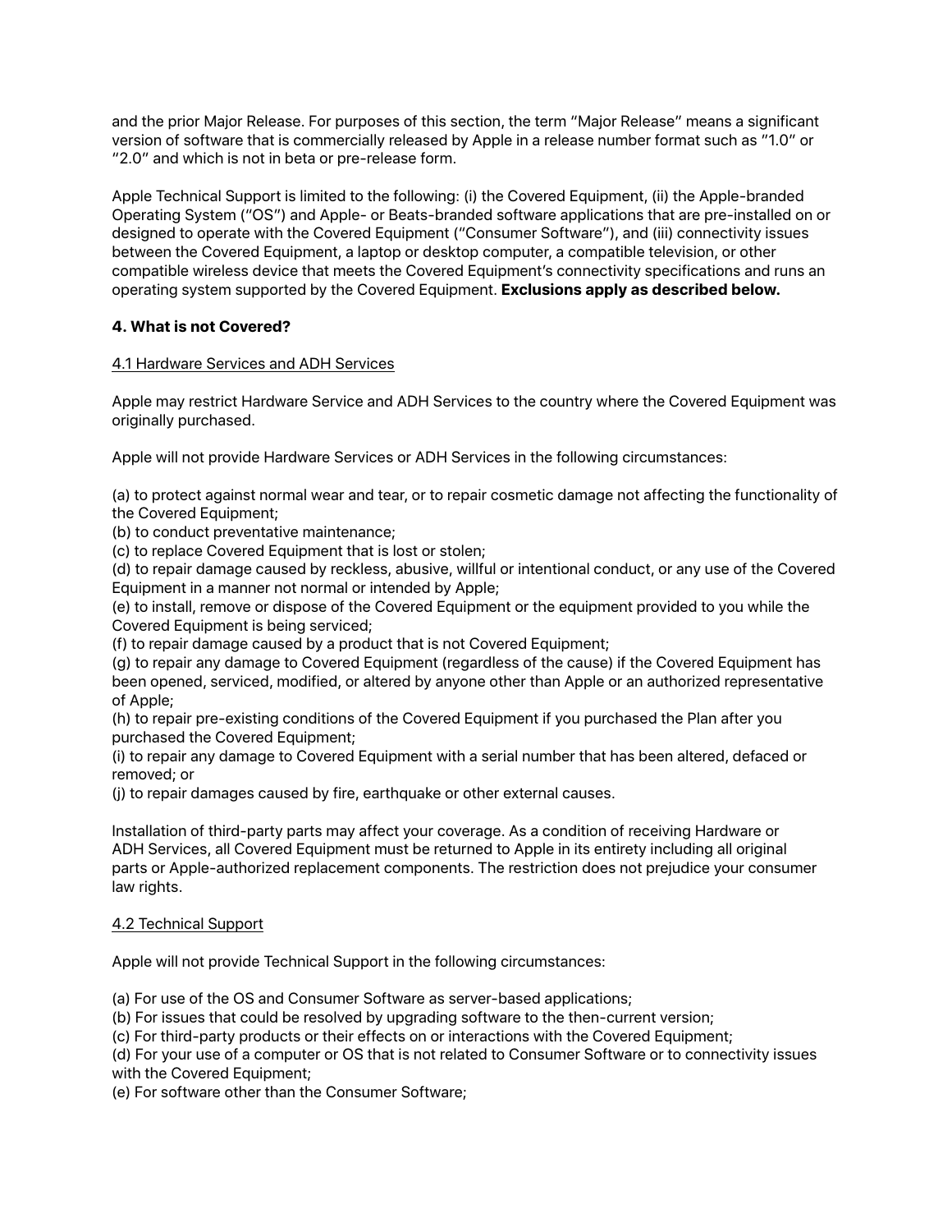and the prior Major Release. For purposes of this section, the term "Major Release" means a significant version of software that is commercially released by Apple in a release number format such as "1.0" or "2.0" and which is not in beta or pre-release form.

Apple Technical Support is limited to the following: (i) the Covered Equipment, (ii) the Apple-branded Operating System ("OS") and Apple- or Beats-branded software applications that are pre-installed on or designed to operate with the Covered Equipment ("Consumer Software"), and (iii) connectivity issues between the Covered Equipment, a laptop or desktop computer, a compatible television, or other compatible wireless device that meets the Covered Equipment's connectivity specifications and runs an operating system supported by the Covered Equipment. **Exclusions apply as described below.**

### 4. What is not Covered?

4.1 Hardware Services and ADH Services

Apple may restrict Hardware Service and ADH Services to the country where the Covered Equipment was originally purchased.

Apple will not provide Hardware Services or ADH Services in the following circumstances:

(a) to protect against normal wear and tear, or to repair cosmetic damage not affecting the functionality of the Covered Equipment;
(b) to conduct preventative maintenance;
(c) to replace Covered Equipment that is lost or stolen;
(d) to repair damage caused by reckless, abusive, willful or intentional conduct, or any use of the Covered Equipment in a manner not normal or intended by Apple;
(e) to install, remove or dispose of the Covered Equipment or the equipment provided to you while the Covered Equipment is being serviced;
(f) to repair damage caused by a product that is not Covered Equipment;
(g) to repair any damage to Covered Equipment (regardless of the cause) if the Covered Equipment has been opened, serviced, modified, or altered by anyone other than Apple or an authorized representative of Apple;
(h) to repair pre-existing conditions of the Covered Equipment if you purchased the Plan after you purchased the Covered Equipment;
(i) to repair any damage to Covered Equipment with a serial number that has been altered, defaced or removed; or
(j) to repair damages caused by fire, earthquake or other external causes.

Installation of third-party parts may affect your coverage. As a condition of receiving Hardware or ADH Services, all Covered Equipment must be returned to Apple in its entirety including all original parts or Apple-authorized replacement components. The restriction does not prejudice your consumer law rights.

4.2 Technical Support

Apple will not provide Technical Support in the following circumstances:

(a) For use of the OS and Consumer Software as server-based applications;
(b) For issues that could be resolved by upgrading software to the then-current version;
(c) For third-party products or their effects on or interactions with the Covered Equipment;
(d) For your use of a computer or OS that is not related to Consumer Software or to connectivity issues with the Covered Equipment;
(e) For software other than the Consumer Software;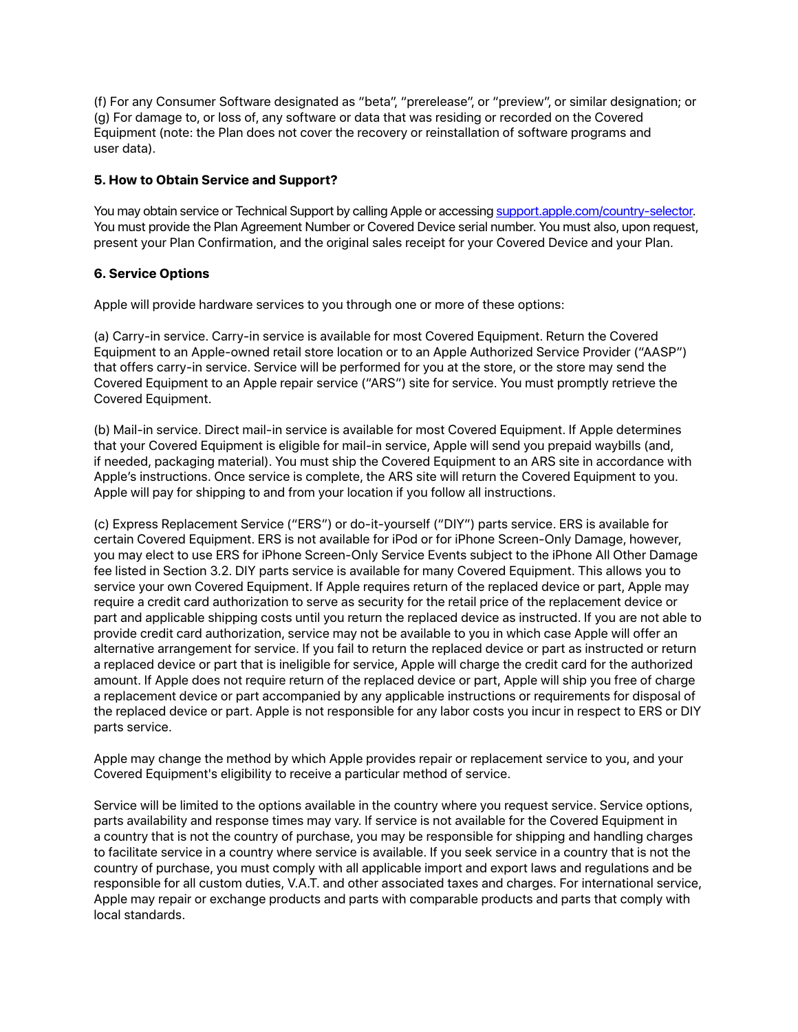(f) For any Consumer Software designated as "beta", "prerelease", or "preview", or similar designation; or
(g) For damage to, or loss of, any software or data that was residing or recorded on the Covered Equipment (note: the Plan does not cover the recovery or reinstallation of software programs and user data).

### 5. How to Obtain Service and Support?

You may obtain service or Technical Support by calling Apple or accessing [support.apple.com/country-selector](support.apple.com/country-selector). You must provide the Plan Agreement Number or Covered Device serial number. You must also, upon request, present your Plan Confirmation, and the original sales receipt for your Covered Device and your Plan.

### 6. Service Options

Apple will provide hardware services to you through one or more of these options:

(a) Carry-in service. Carry-in service is available for most Covered Equipment. Return the Covered Equipment to an Apple-owned retail store location or to an Apple Authorized Service Provider ("AASP") that offers carry-in service. Service will be performed for you at the store, or the store may send the Covered Equipment to an Apple repair service ("ARS") site for service. You must promptly retrieve the Covered Equipment.

(b) Mail-in service. Direct mail-in service is available for most Covered Equipment. If Apple determines that your Covered Equipment is eligible for mail-in service, Apple will send you prepaid waybills (and, if needed, packaging material). You must ship the Covered Equipment to an ARS site in accordance with Apple's instructions. Once service is complete, the ARS site will return the Covered Equipment to you. Apple will pay for shipping to and from your location if you follow all instructions.

(c) Express Replacement Service ("ERS") or do-it-yourself ("DIY") parts service. ERS is available for certain Covered Equipment. ERS is not available for iPod or for iPhone Screen-Only Damage, however, you may elect to use ERS for iPhone Screen-Only Service Events subject to the iPhone All Other Damage fee listed in Section 3.2. DIY parts service is available for many Covered Equipment. This allows you to service your own Covered Equipment. If Apple requires return of the replaced device or part, Apple may require a credit card authorization to serve as security for the retail price of the replacement device or part and applicable shipping costs until you return the replaced device as instructed. If you are not able to provide credit card authorization, service may not be available to you in which case Apple will offer an alternative arrangement for service. If you fail to return the replaced device or part as instructed or return a replaced device or part that is ineligible for service, Apple will charge the credit card for the authorized amount. If Apple does not require return of the replaced device or part, Apple will ship you free of charge a replacement device or part accompanied by any applicable instructions or requirements for disposal of the replaced device or part. Apple is not responsible for any labor costs you incur in respect to ERS or DIY parts service.

Apple may change the method by which Apple provides repair or replacement service to you, and your Covered Equipment's eligibility to receive a particular method of service.

Service will be limited to the options available in the country where you request service. Service options, parts availability and response times may vary. If service is not available for the Covered Equipment in a country that is not the country of purchase, you may be responsible for shipping and handling charges to facilitate service in a country where service is available. If you seek service in a country that is not the country of purchase, you must comply with all applicable import and export laws and regulations and be responsible for all custom duties, V.A.T. and other associated taxes and charges. For international service, Apple may repair or exchange products and parts with comparable products and parts that comply with local standards.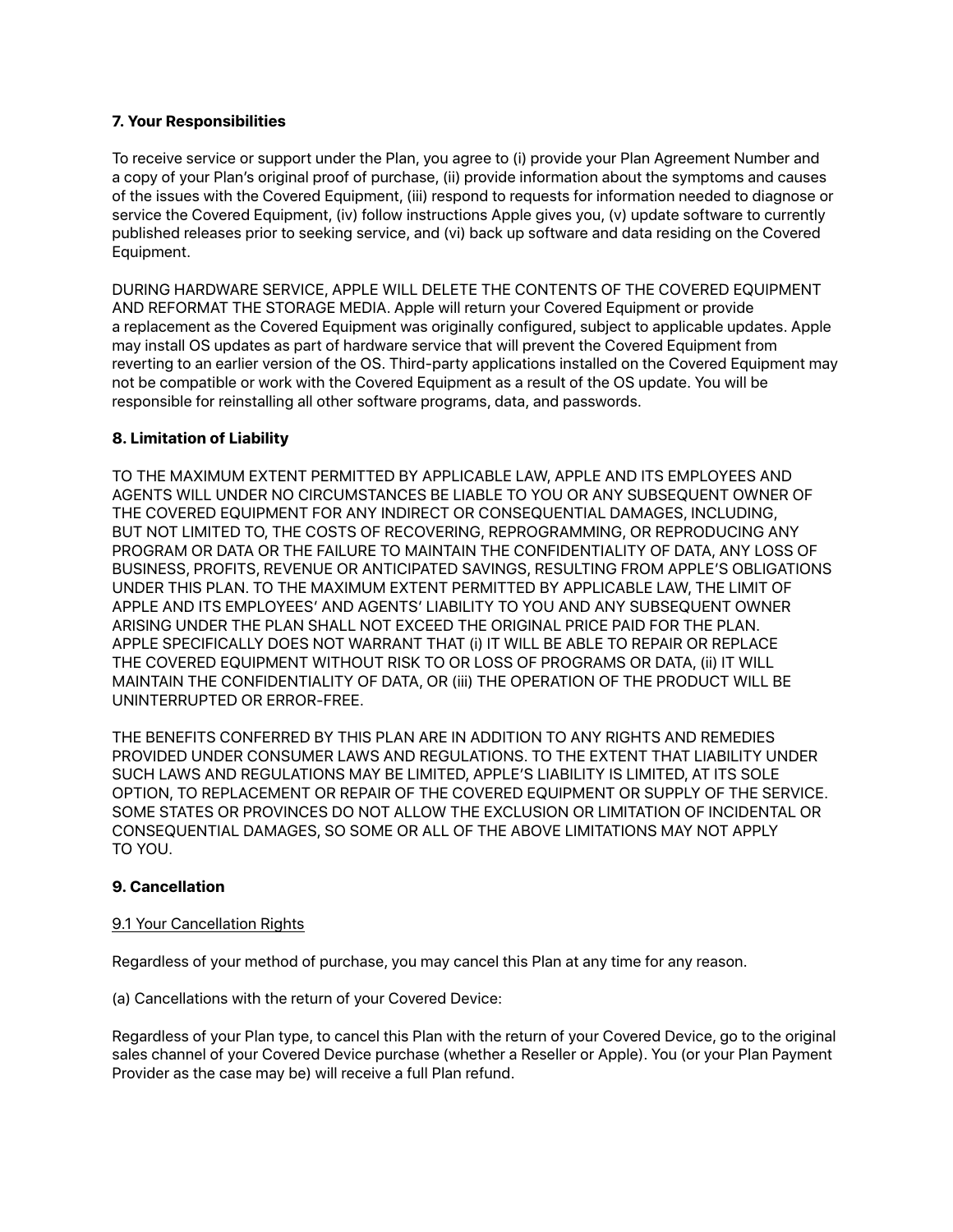### 7. Your Responsibilities

To receive service or support under the Plan, you agree to (i) provide your Plan Agreement Number and a copy of your Plan's original proof of purchase, (ii) provide information about the symptoms and causes of the issues with the Covered Equipment, (iii) respond to requests for information needed to diagnose or service the Covered Equipment, (iv) follow instructions Apple gives you, (v) update software to currently published releases prior to seeking service, and (vi) back up software and data residing on the Covered Equipment.

DURING HARDWARE SERVICE, APPLE WILL DELETE THE CONTENTS OF THE COVERED EQUIPMENT AND REFORMAT THE STORAGE MEDIA. Apple will return your Covered Equipment or provide a replacement as the Covered Equipment was originally configured, subject to applicable updates. Apple may install OS updates as part of hardware service that will prevent the Covered Equipment from reverting to an earlier version of the OS. Third-party applications installed on the Covered Equipment may not be compatible or work with the Covered Equipment as a result of the OS update. You will be responsible for reinstalling all other software programs, data, and passwords.

### 8. Limitation of Liability

TO THE MAXIMUM EXTENT PERMITTED BY APPLICABLE LAW, APPLE AND ITS EMPLOYEES AND AGENTS WILL UNDER NO CIRCUMSTANCES BE LIABLE TO YOU OR ANY SUBSEQUENT OWNER OF THE COVERED EQUIPMENT FOR ANY INDIRECT OR CONSEQUENTIAL DAMAGES, INCLUDING, BUT NOT LIMITED TO, THE COSTS OF RECOVERING, REPROGRAMMING, OR REPRODUCING ANY PROGRAM OR DATA OR THE FAILURE TO MAINTAIN THE CONFIDENTIALITY OF DATA, ANY LOSS OF BUSINESS, PROFITS, REVENUE OR ANTICIPATED SAVINGS, RESULTING FROM APPLE'S OBLIGATIONS UNDER THIS PLAN. TO THE MAXIMUM EXTENT PERMITTED BY APPLICABLE LAW, THE LIMIT OF APPLE AND ITS EMPLOYEES' AND AGENTS' LIABILITY TO YOU AND ANY SUBSEQUENT OWNER ARISING UNDER THE PLAN SHALL NOT EXCEED THE ORIGINAL PRICE PAID FOR THE PLAN. APPLE SPECIFICALLY DOES NOT WARRANT THAT (i) IT WILL BE ABLE TO REPAIR OR REPLACE THE COVERED EQUIPMENT WITHOUT RISK TO OR LOSS OF PROGRAMS OR DATA, (ii) IT WILL MAINTAIN THE CONFIDENTIALITY OF DATA, OR (iii) THE OPERATION OF THE PRODUCT WILL BE UNINTERRUPTED OR ERROR-FREE.

THE BENEFITS CONFERRED BY THIS PLAN ARE IN ADDITION TO ANY RIGHTS AND REMEDIES PROVIDED UNDER CONSUMER LAWS AND REGULATIONS. TO THE EXTENT THAT LIABILITY UNDER SUCH LAWS AND REGULATIONS MAY BE LIMITED, APPLE'S LIABILITY IS LIMITED, AT ITS SOLE OPTION, TO REPLACEMENT OR REPAIR OF THE COVERED EQUIPMENT OR SUPPLY OF THE SERVICE. SOME STATES OR PROVINCES DO NOT ALLOW THE EXCLUSION OR LIMITATION OF INCIDENTAL OR CONSEQUENTIAL DAMAGES, SO SOME OR ALL OF THE ABOVE LIMITATIONS MAY NOT APPLY TO YOU.

### 9. Cancellation

#### 9.1 Your Cancellation Rights

Regardless of your method of purchase, you may cancel this Plan at any time for any reason.

(a) Cancellations with the return of your Covered Device:

Regardless of your Plan type, to cancel this Plan with the return of your Covered Device, go to the original sales channel of your Covered Device purchase (whether a Reseller or Apple). You (or your Plan Payment Provider as the case may be) will receive a full Plan refund.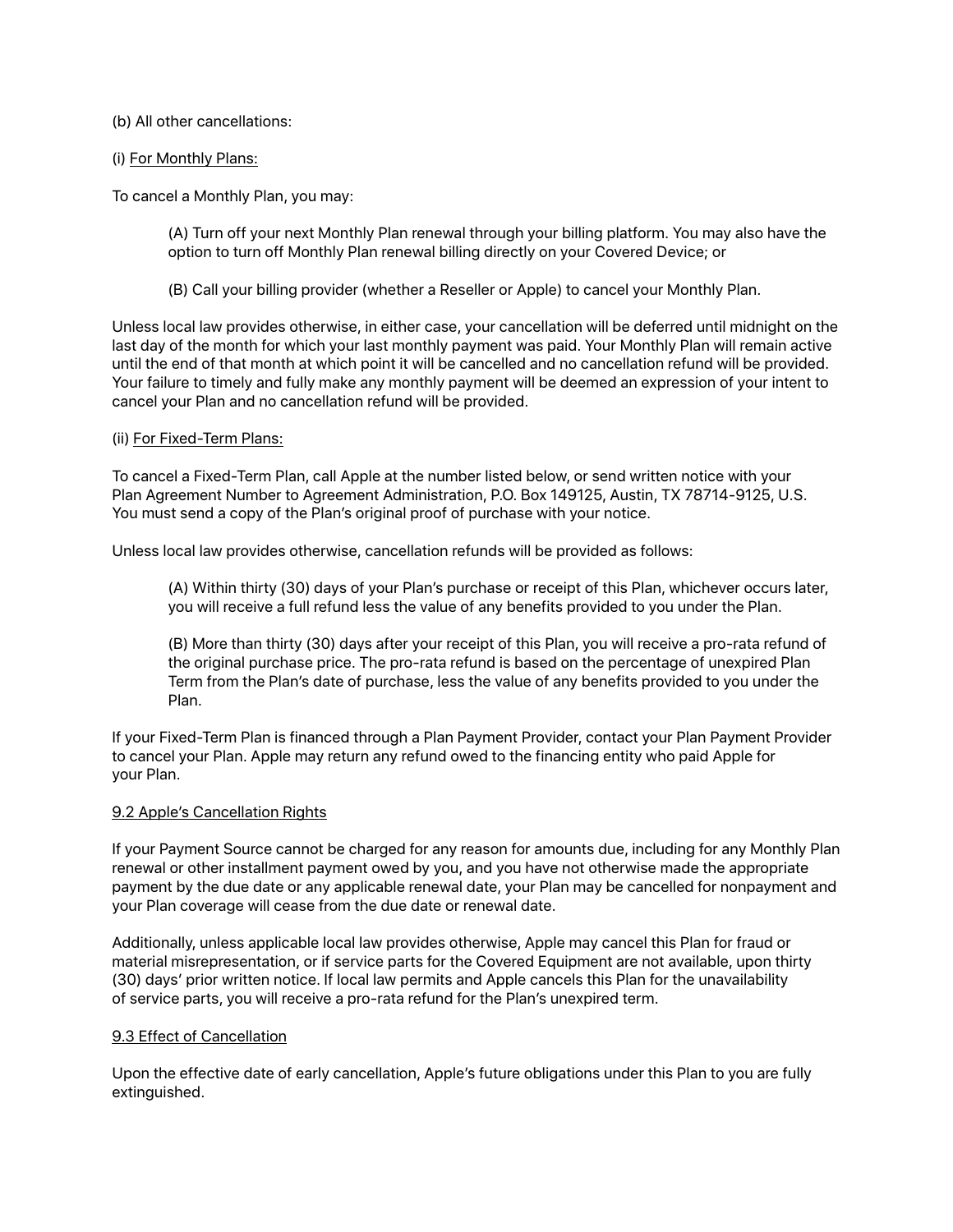(b) All other cancellations:

(i) <u>For Monthly Plans:</u>

To cancel a Monthly Plan, you may:

> (A) Turn off your next Monthly Plan renewal through your billing platform. You may also have the option to turn off Monthly Plan renewal billing directly on your Covered Device; or
>
> (B) Call your billing provider (whether a Reseller or Apple) to cancel your Monthly Plan.

Unless local law provides otherwise, in either case, your cancellation will be deferred until midnight on the last day of the month for which your last monthly payment was paid. Your Monthly Plan will remain active until the end of that month at which point it will be cancelled and no cancellation refund will be provided. Your failure to timely and fully make any monthly payment will be deemed an expression of your intent to cancel your Plan and no cancellation refund will be provided.

(ii) <u>For Fixed-Term Plans:</u>

To cancel a Fixed-Term Plan, call Apple at the number listed below, or send written notice with your Plan Agreement Number to Agreement Administration, P.O. Box 149125, Austin, TX 78714-9125, U.S. You must send a copy of the Plan's original proof of purchase with your notice.

Unless local law provides otherwise, cancellation refunds will be provided as follows:

> (A) Within thirty (30) days of your Plan's purchase or receipt of this Plan, whichever occurs later, you will receive a full refund less the value of any benefits provided to you under the Plan.
>
> (B) More than thirty (30) days after your receipt of this Plan, you will receive a pro-rata refund of the original purchase price. The pro-rata refund is based on the percentage of unexpired Plan Term from the Plan's date of purchase, less the value of any benefits provided to you under the Plan.

If your Fixed-Term Plan is financed through a Plan Payment Provider, contact your Plan Payment Provider to cancel your Plan. Apple may return any refund owed to the financing entity who paid Apple for your Plan.

<u>9.2 Apple's Cancellation Rights</u>

If your Payment Source cannot be charged for any reason for amounts due, including for any Monthly Plan renewal or other installment payment owed by you, and you have not otherwise made the appropriate payment by the due date or any applicable renewal date, your Plan may be cancelled for nonpayment and your Plan coverage will cease from the due date or renewal date.

Additionally, unless applicable local law provides otherwise, Apple may cancel this Plan for fraud or material misrepresentation, or if service parts for the Covered Equipment are not available, upon thirty (30) days' prior written notice. If local law permits and Apple cancels this Plan for the unavailability of service parts, you will receive a pro-rata refund for the Plan's unexpired term.

<u>9.3 Effect of Cancellation</u>

Upon the effective date of early cancellation, Apple's future obligations under this Plan to you are fully extinguished.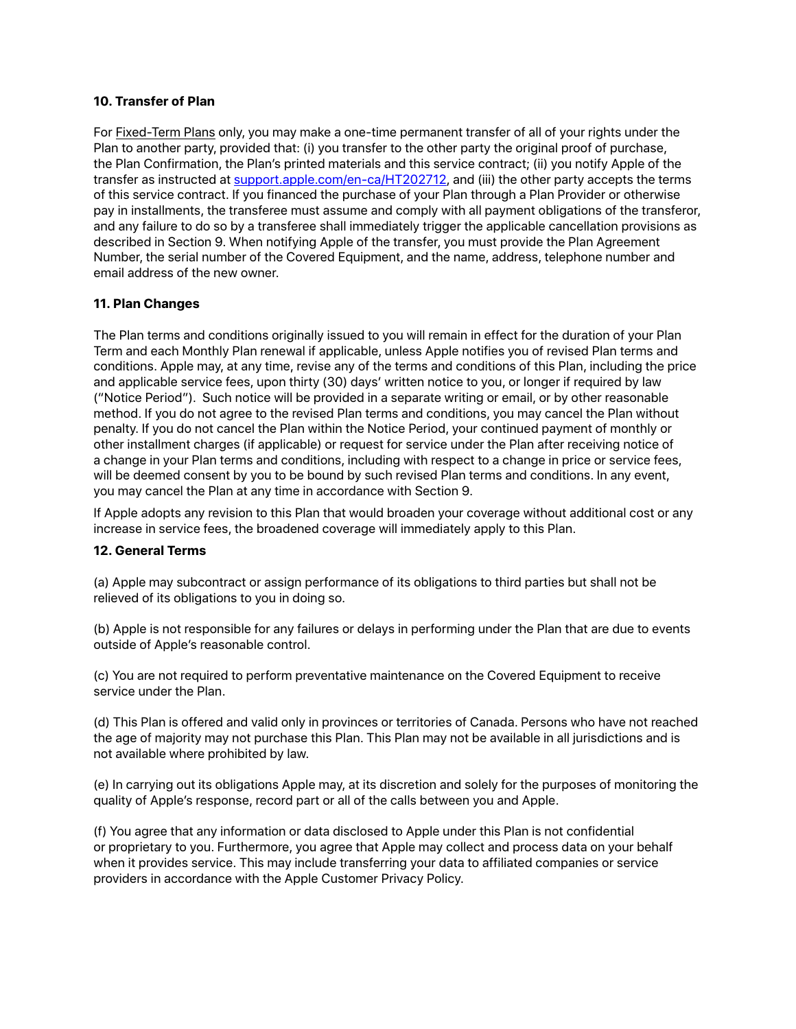**10. Transfer of Plan**

For Fixed-Term Plans only, you may make a one-time permanent transfer of all of your rights under the Plan to another party, provided that: (i) you transfer to the other party the original proof of purchase, the Plan Confirmation, the Plan's printed materials and this service contract; (ii) you notify Apple of the transfer as instructed at [support.apple.com/en-ca/HT202712](https://support.apple.com/en-ca/HT202712), and (iii) the other party accepts the terms of this service contract. If you financed the purchase of your Plan through a Plan Provider or otherwise pay in installments, the transferee must assume and comply with all payment obligations of the transferor, and any failure to do so by a transferee shall immediately trigger the applicable cancellation provisions as described in Section 9. When notifying Apple of the transfer, you must provide the Plan Agreement Number, the serial number of the Covered Equipment, and the name, address, telephone number and email address of the new owner.

**11. Plan Changes**

The Plan terms and conditions originally issued to you will remain in effect for the duration of your Plan Term and each Monthly Plan renewal if applicable, unless Apple notifies you of revised Plan terms and conditions. Apple may, at any time, revise any of the terms and conditions of this Plan, including the price and applicable service fees, upon thirty (30) days' written notice to you, or longer if required by law ("Notice Period"). Such notice will be provided in a separate writing or email, or by other reasonable method. If you do not agree to the revised Plan terms and conditions, you may cancel the Plan without penalty. If you do not cancel the Plan within the Notice Period, your continued payment of monthly or other installment charges (if applicable) or request for service under the Plan after receiving notice of a change in your Plan terms and conditions, including with respect to a change in price or service fees, will be deemed consent by you to be bound by such revised Plan terms and conditions. In any event, you may cancel the Plan at any time in accordance with Section 9.

If Apple adopts any revision to this Plan that would broaden your coverage without additional cost or any increase in service fees, the broadened coverage will immediately apply to this Plan.

**12. General Terms**

(a) Apple may subcontract or assign performance of its obligations to third parties but shall not be relieved of its obligations to you in doing so.

(b) Apple is not responsible for any failures or delays in performing under the Plan that are due to events outside of Apple's reasonable control.

(c) You are not required to perform preventative maintenance on the Covered Equipment to receive service under the Plan.

(d) This Plan is offered and valid only in provinces or territories of Canada. Persons who have not reached the age of majority may not purchase this Plan. This Plan may not be available in all jurisdictions and is not available where prohibited by law.

(e) In carrying out its obligations Apple may, at its discretion and solely for the purposes of monitoring the quality of Apple's response, record part or all of the calls between you and Apple.

(f) You agree that any information or data disclosed to Apple under this Plan is not confidential or proprietary to you. Furthermore, you agree that Apple may collect and process data on your behalf when it provides service. This may include transferring your data to affiliated companies or service providers in accordance with the Apple Customer Privacy Policy.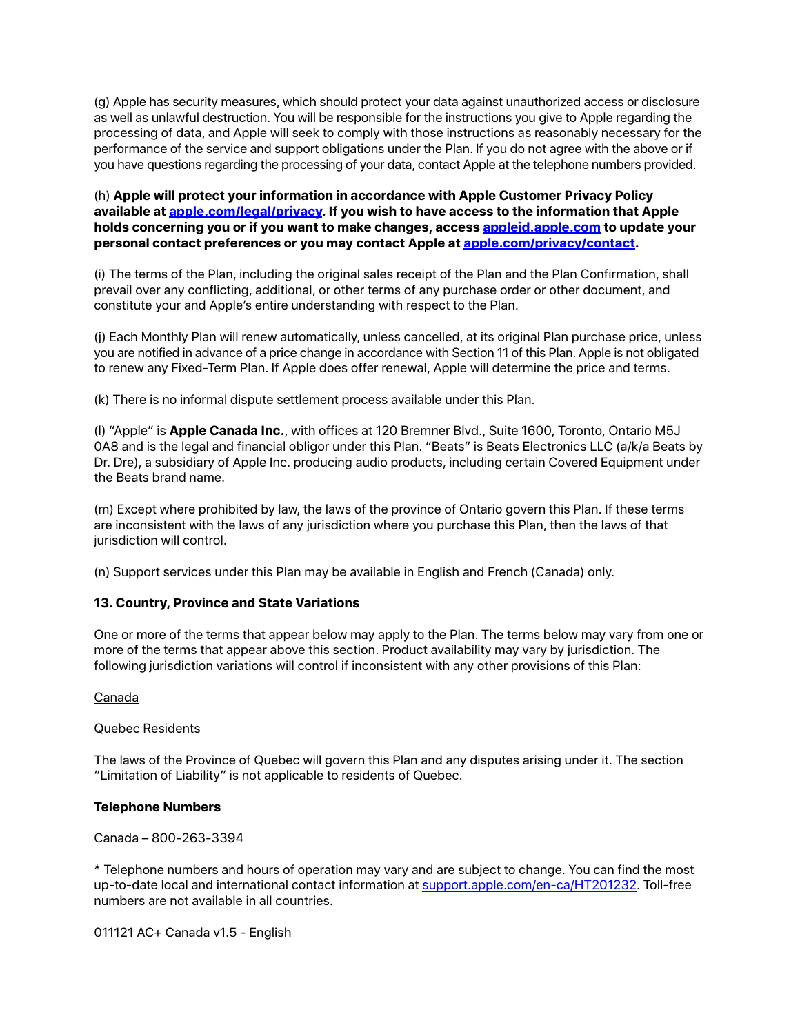(g) Apple has security measures, which should protect your data against unauthorized access or disclosure as well as unlawful destruction. You will be responsible for the instructions you give to Apple regarding the processing of data, and Apple will seek to comply with those instructions as reasonably necessary for the performance of the service and support obligations under the Plan. If you do not agree with the above or if you have questions regarding the processing of your data, contact Apple at the telephone numbers provided.

(h) **Apple will protect your information in accordance with Apple Customer Privacy Policy available at [apple.com/legal/privacy](apple.com/legal/privacy). If you wish to have access to the information that Apple holds concerning you or if you want to make changes, access [appleid.apple.com](appleid.apple.com) to update your personal contact preferences or you may contact Apple at [apple.com/privacy/contact](apple.com/privacy/contact).**

(i) The terms of the Plan, including the original sales receipt of the Plan and the Plan Confirmation, shall prevail over any conflicting, additional, or other terms of any purchase order or other document, and constitute your and Apple's entire understanding with respect to the Plan.

(j) Each Monthly Plan will renew automatically, unless cancelled, at its original Plan purchase price, unless you are notified in advance of a price change in accordance with Section 11 of this Plan. Apple is not obligated to renew any Fixed-Term Plan. If Apple does offer renewal, Apple will determine the price and terms.

(k) There is no informal dispute settlement process available under this Plan.

(l) "Apple" is **Apple Canada Inc.**, with offices at 120 Bremner Blvd., Suite 1600, Toronto, Ontario M5J 0A8 and is the legal and financial obligor under this Plan. "Beats" is Beats Electronics LLC (a/k/a Beats by Dr. Dre), a subsidiary of Apple Inc. producing audio products, including certain Covered Equipment under the Beats brand name.

(m) Except where prohibited by law, the laws of the province of Ontario govern this Plan. If these terms are inconsistent with the laws of any jurisdiction where you purchase this Plan, then the laws of that jurisdiction will control.

(n) Support services under this Plan may be available in English and French (Canada) only.

### 13. Country, Province and State Variations

One or more of the terms that appear below may apply to the Plan. The terms below may vary from one or more of the terms that appear above this section. Product availability may vary by jurisdiction. The following jurisdiction variations will control if inconsistent with any other provisions of this Plan:

<u>Canada</u>

Quebec Residents

The laws of the Province of Quebec will govern this Plan and any disputes arising under it. The section "Limitation of Liability" is not applicable to residents of Quebec.

### Telephone Numbers

Canada – 800-263-3394

* Telephone numbers and hours of operation may vary and are subject to change. You can find the most up-to-date local and international contact information at [support.apple.com/en-ca/HT201232](support.apple.com/en-ca/HT201232). Toll-free numbers are not available in all countries.

011121 AC+ Canada v1.5 - English